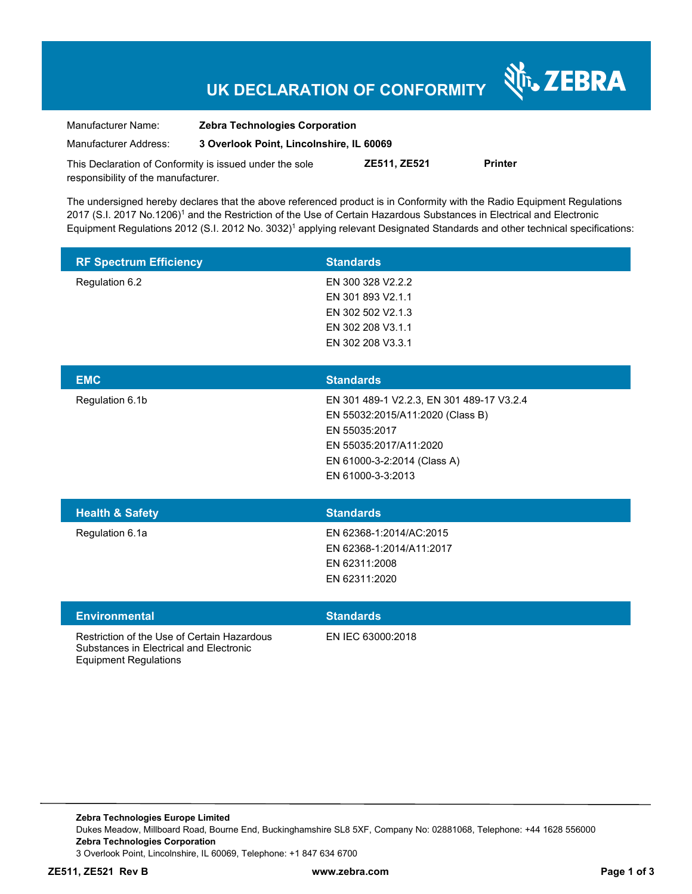# UK DECLARATION OF CONFORMITY

ZEBRA

| | |
|---|---|
| Manufacturer Name: | **Zebra Technologies Corporation** |
| Manufacturer Address: | **3 Overlook Point, Lincolnshire, IL 60069** |

This Declaration of Conformity is issued under the sole responsibility of the manufacturer. **ZE511, ZE521** **Printer**

The undersigned hereby declares that the above referenced product is in Conformity with the Radio Equipment Regulations 2017 (S.I. 2017 No.1206)[1] and the Restriction of the Use of Certain Hazardous Substances in Electrical and Electronic Equipment Regulations 2012 (S.I. 2012 No. 3032)[1] applying relevant Designated Standards and other technical specifications:

| RF Spectrum Efficiency | Standards |
|---|---|
| Regulation 6.2 | EN 300 328 V2.2.2<br>EN 301 893 V2.1.1<br>EN 302 502 V2.1.3<br>EN 302 208 V3.1.1<br>EN 302 208 V3.3.1 |

| EMC | Standards |
|---|---|
| Regulation 6.1b | EN 301 489-1 V2.2.3, EN 301 489-17 V3.2.4<br>EN 55032:2015/A11:2020 (Class B)<br>EN 55035:2017<br>EN 55035:2017/A11:2020<br>EN 61000-3-2:2014 (Class A)<br>EN 61000-3-3:2013 |

| Health & Safety | Standards |
|---|---|
| Regulation 6.1a | EN 62368-1:2014/AC:2015<br>EN 62368-1:2014/A11:2017<br>EN 62311:2008<br>EN 62311:2020 |

| Environmental | Standards |
|---|---|
| Restriction of the Use of Certain Hazardous Substances in Electrical and Electronic Equipment Regulations | EN IEC 63000:2018 |

**Zebra Technologies Europe Limited**
Dukes Meadow, Millboard Road, Bourne End, Buckinghamshire SL8 5XF, Company No: 02881068, Telephone: +44 1628 556000
**Zebra Technologies Corporation**
3 Overlook Point, Lincolnshire, IL 60069, Telephone: +1 847 634 6700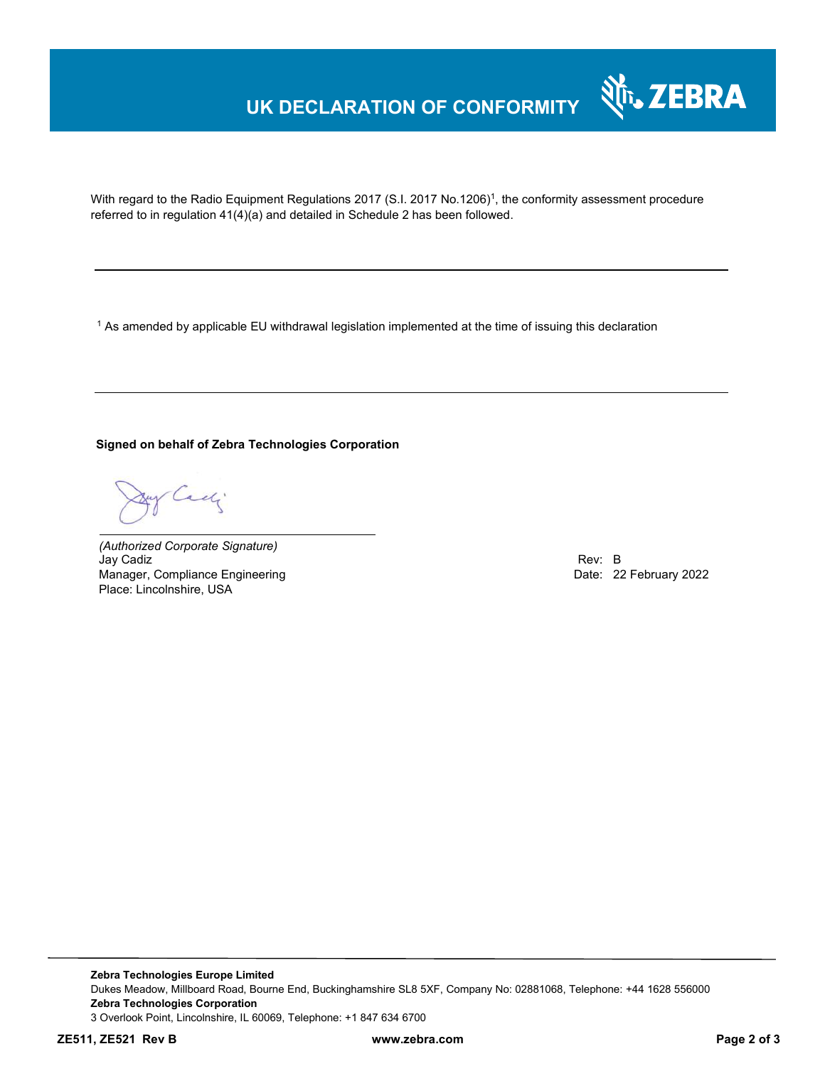# UK DECLARATION OF CONFORMITY

With regard to the Radio Equipment Regulations 2017 (S.I. 2017 No.1206)[1], the conformity assessment procedure referred to in regulation 41(4)(a) and detailed in Schedule 2 has been followed.

---

[1] As amended by applicable EU withdrawal legislation implemented at the time of issuing this declaration

---

**Signed on behalf of Zebra Technologies Corporation**

*(Authorized Corporate Signature)*
Jay Cadiz
Manager, Compliance Engineering
Place: Lincolnshire, USA

Rev: B
Date: 22 February 2022

**Zebra Technologies Europe Limited**
Dukes Meadow, Millboard Road, Bourne End, Buckinghamshire SL8 5XF, Company No: 02881068, Telephone: +44 1628 556000
**Zebra Technologies Corporation**
3 Overlook Point, Lincolnshire, IL 60069, Telephone: +1 847 634 6700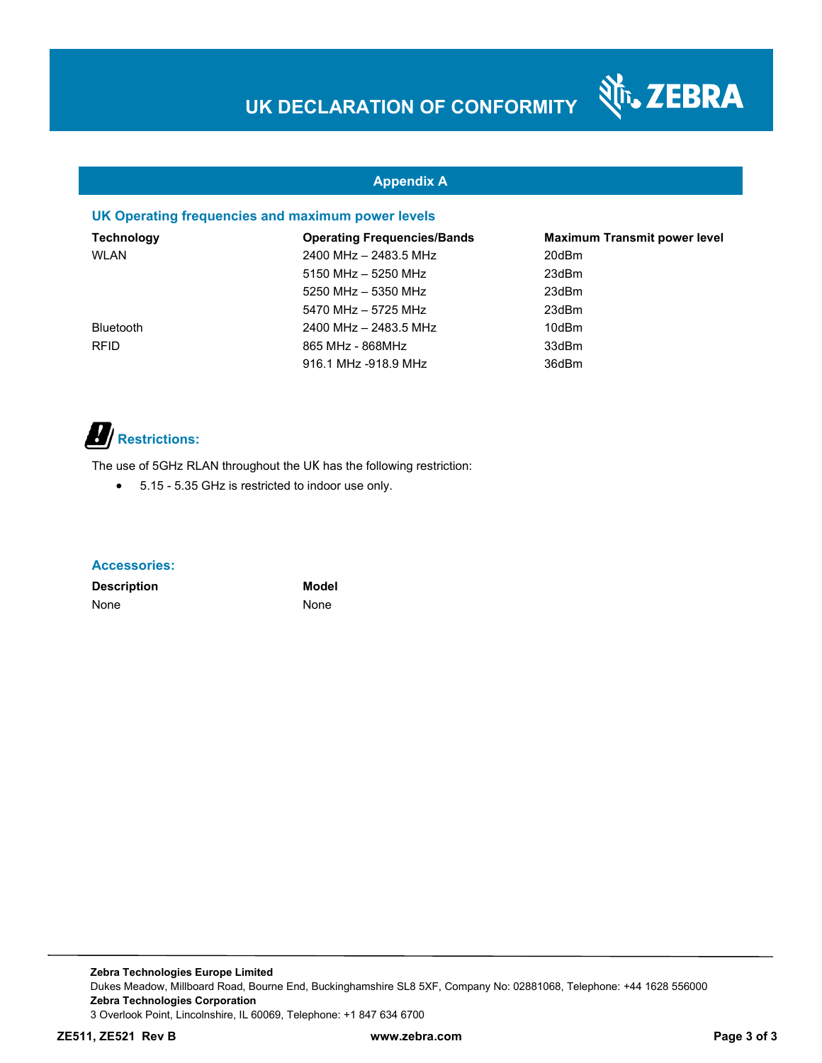# UK DECLARATION OF CONFORMITY

## Appendix A

### UK Operating frequencies and maximum power levels

| Technology | Operating Frequencies/Bands | Maximum Transmit power level |
|---|---|---|
| WLAN | 2400 MHz – 2483.5 MHz | 20dBm |
| | 5150 MHz – 5250 MHz | 23dBm |
| | 5250 MHz – 5350 MHz | 23dBm |
| | 5470 MHz – 5725 MHz | 23dBm |
| Bluetooth | 2400 MHz – 2483.5 MHz | 10dBm |
| RFID | 865 MHz - 868MHz | 33dBm |
| | 916.1 MHz -918.9 MHz | 36dBm |

### Restrictions:

The use of 5GHz RLAN throughout the UK has the following restriction:

- 5.15 - 5.35 GHz is restricted to indoor use only.

### Accessories:

| Description | Model |
|---|---|
| None | None |

**Zebra Technologies Europe Limited**
Dukes Meadow, Millboard Road, Bourne End, Buckinghamshire SL8 5XF, Company No: 02881068, Telephone: +44 1628 556000
**Zebra Technologies Corporation**
3 Overlook Point, Lincolnshire, IL 60069, Telephone: +1 847 634 6700